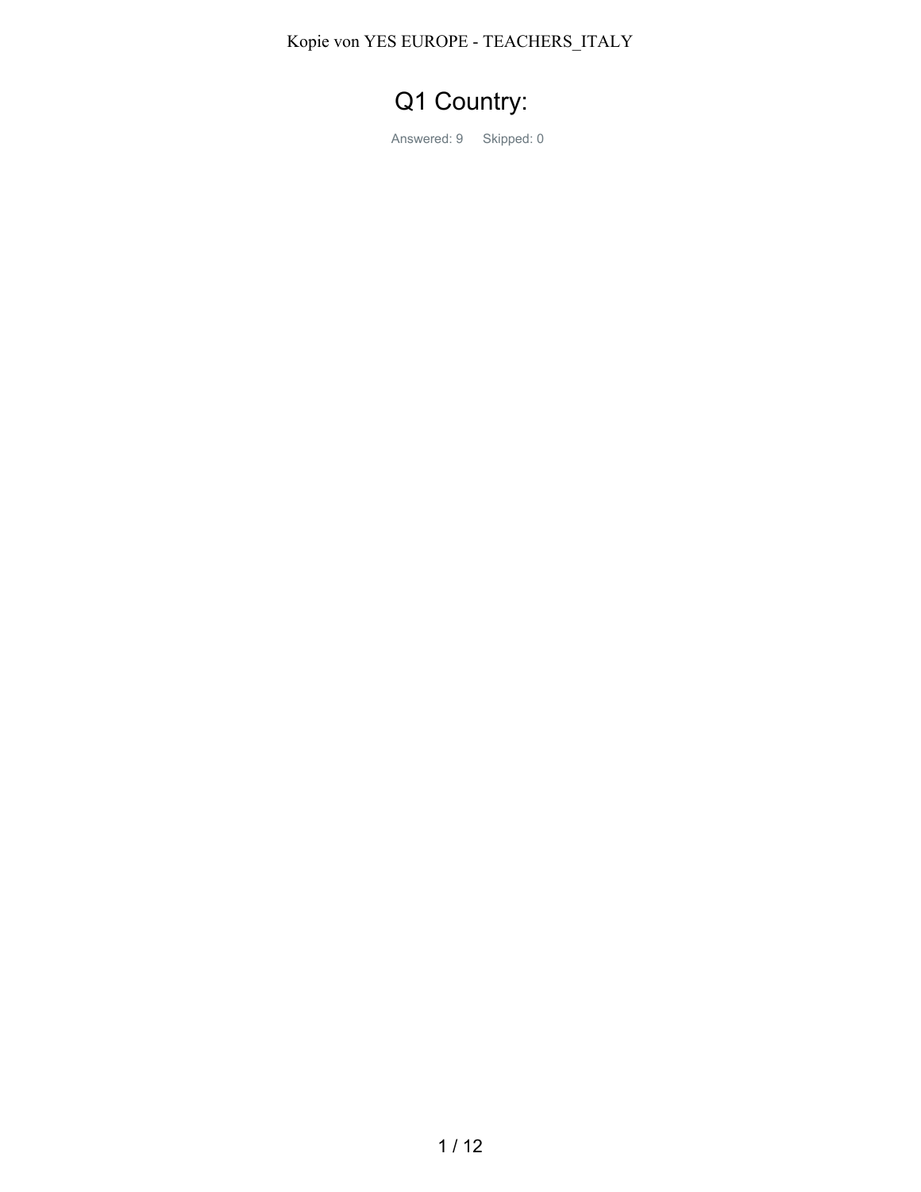# Q1 Country:

Answered: 9 Skipped: 0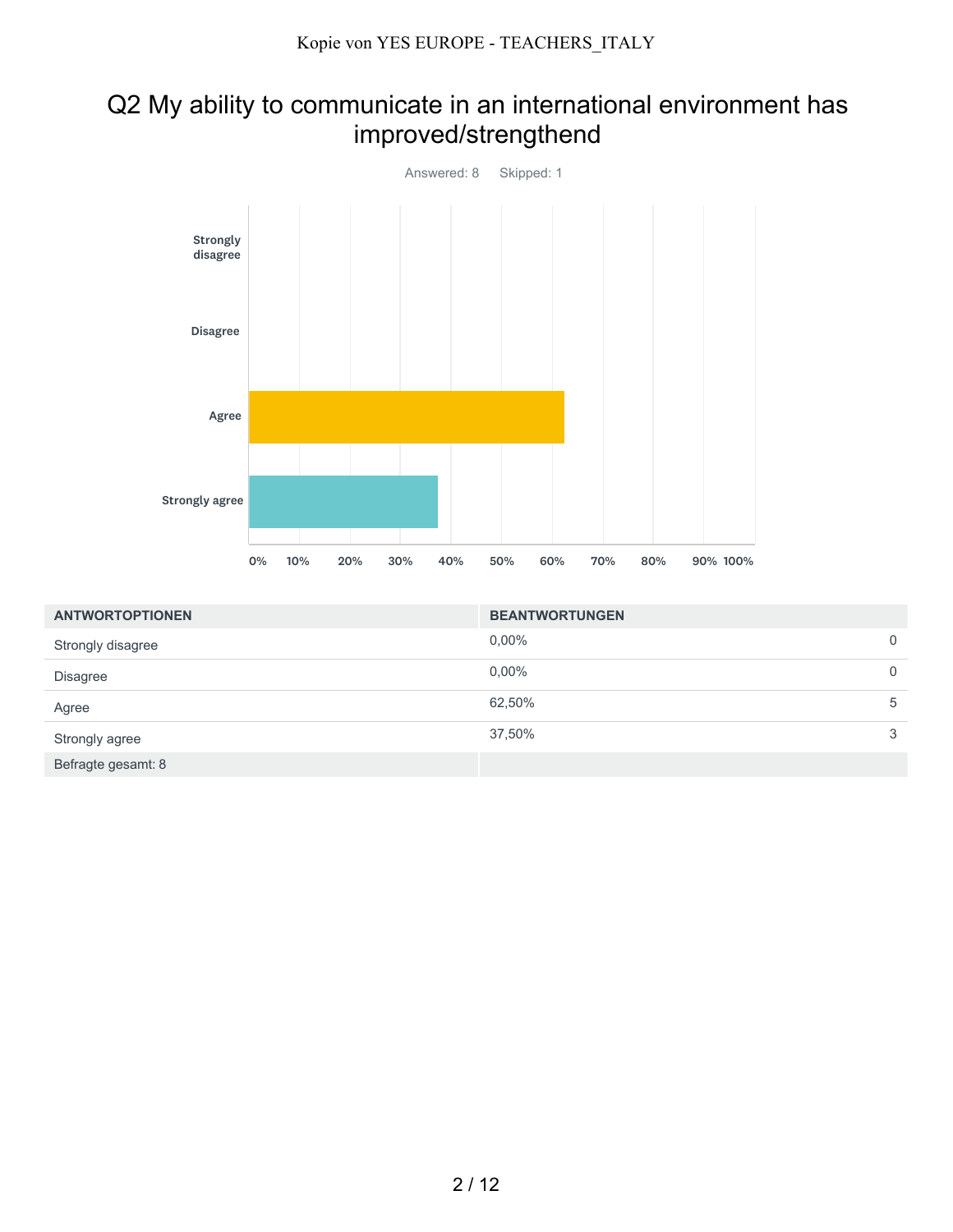## Q2 My ability to communicate in an international environment has improved/strengthend

Answered: 8    Skipped: 1

| ANTWORTOPTIONEN | BEANTWORTUNGEN | |
|---|---|---|
| Strongly disagree | 0,00% | 0 |
| Disagree | 0,00% | 0 |
| Agree | 62,50% | 5 |
| Strongly agree | 37,50% | 3 |
| Befragte gesamt: 8 | | |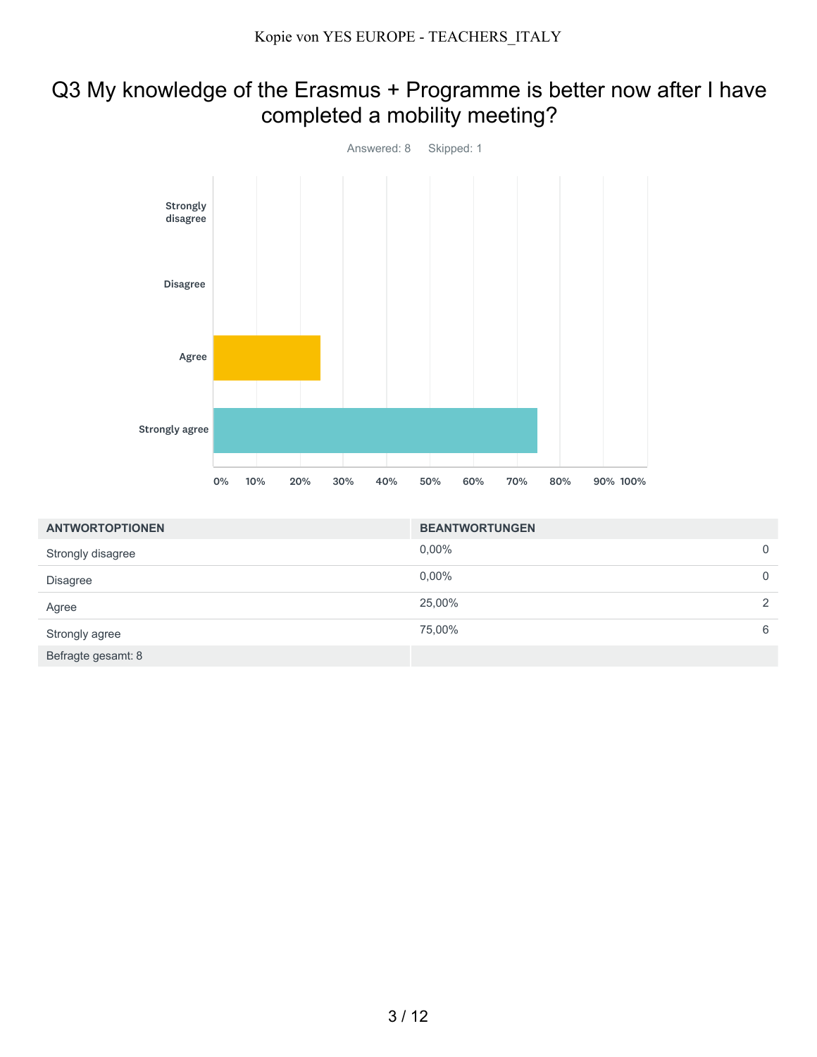# Q3 My knowledge of the Erasmus + Programme is better now after I have completed a mobility meeting?

Answered: 8 Skipped: 1

| ANTWORTOPTIONEN | BEANTWORTUNGEN | |
|---|---|---|
| Strongly disagree | 0,00% | 0 |
| Disagree | 0,00% | 0 |
| Agree | 25,00% | 2 |
| Strongly agree | 75,00% | 6 |
| Befragte gesamt: 8 | | |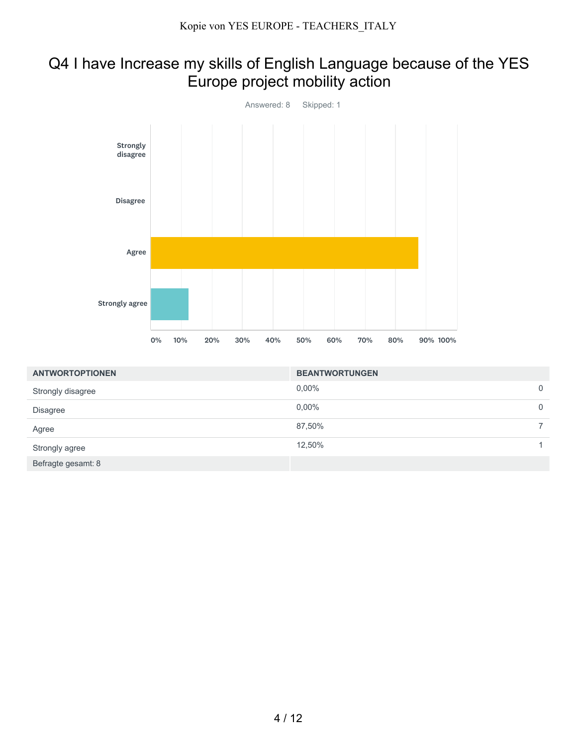## Q4 I have Increase my skills of English Language because of the YES Europe project mobility action

Answered: 8 Skipped: 1

| ANTWORTOPTIONEN | BEANTWORTUNGEN | |
|---|---|---|
| Strongly disagree | 0,00% | 0 |
| Disagree | 0,00% | 0 |
| Agree | 87,50% | 7 |
| Strongly agree | 12,50% | 1 |
| Befragte gesamt: 8 | | |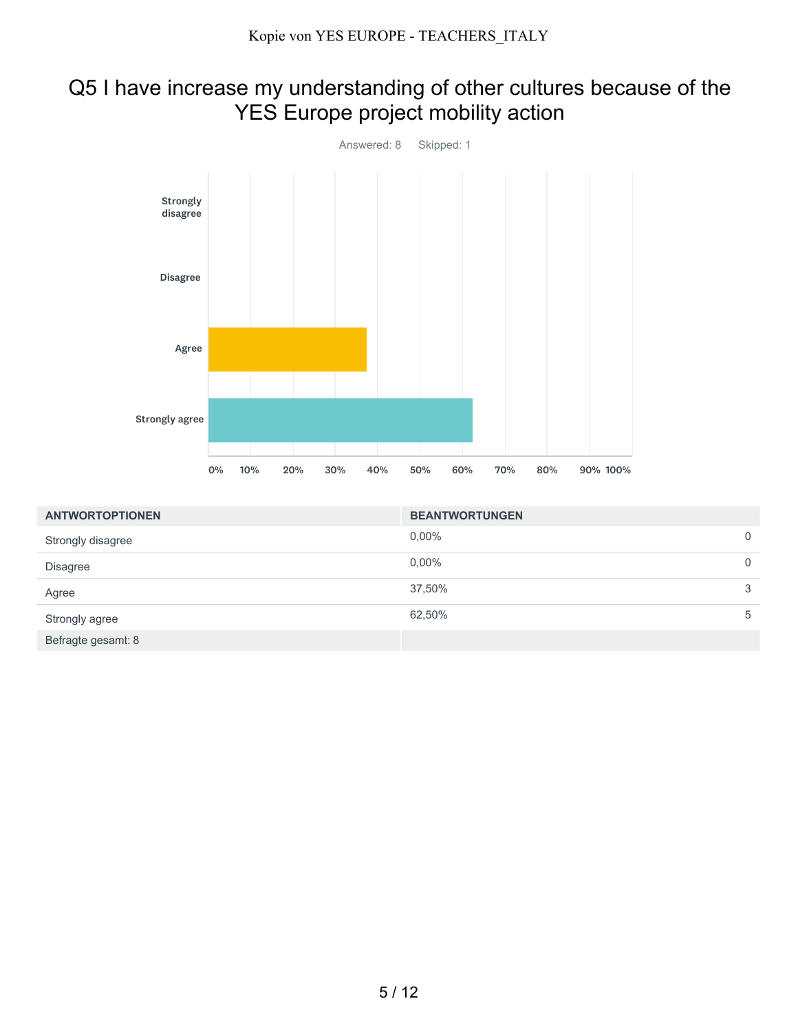# Q5 I have increase my understanding of other cultures because of the YES Europe project mobility action

Answered: 8  Skipped: 1

| ANTWORTOPTIONEN | BEANTWORTUNGEN | |
|---|---|---|
| Strongly disagree | 0,00% | 0 |
| Disagree | 0,00% | 0 |
| Agree | 37,50% | 3 |
| Strongly agree | 62,50% | 5 |
| Befragte gesamt: 8 | | |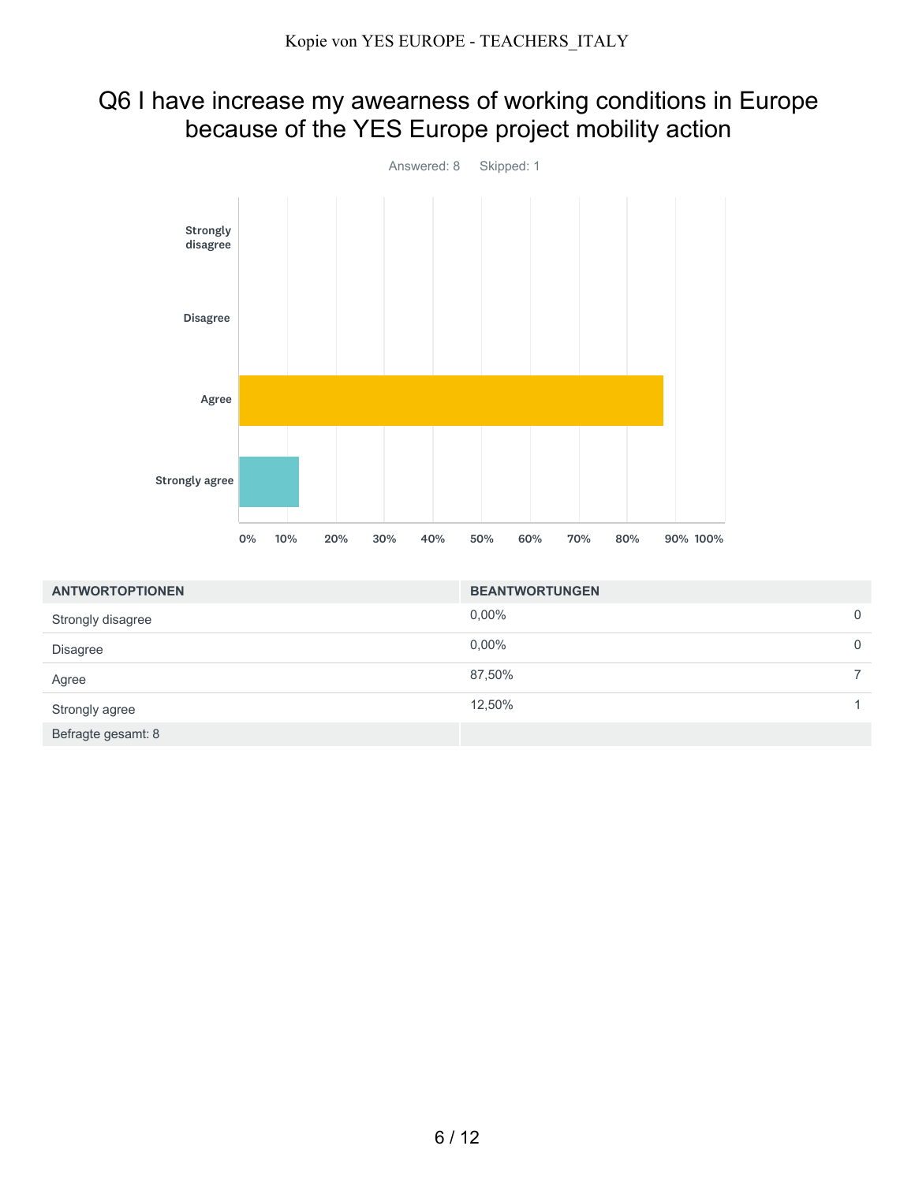# Q6 I have increase my awearness of working conditions in Europe because of the YES Europe project mobility action

Answered: 8 Skipped: 1

| ANTWORTOPTIONEN | BEANTWORTUNGEN | |
|---|---|---|
| Strongly disagree | 0,00% | 0 |
| Disagree | 0,00% | 0 |
| Agree | 87,50% | 7 |
| Strongly agree | 12,50% | 1 |
| Befragte gesamt: 8 | | |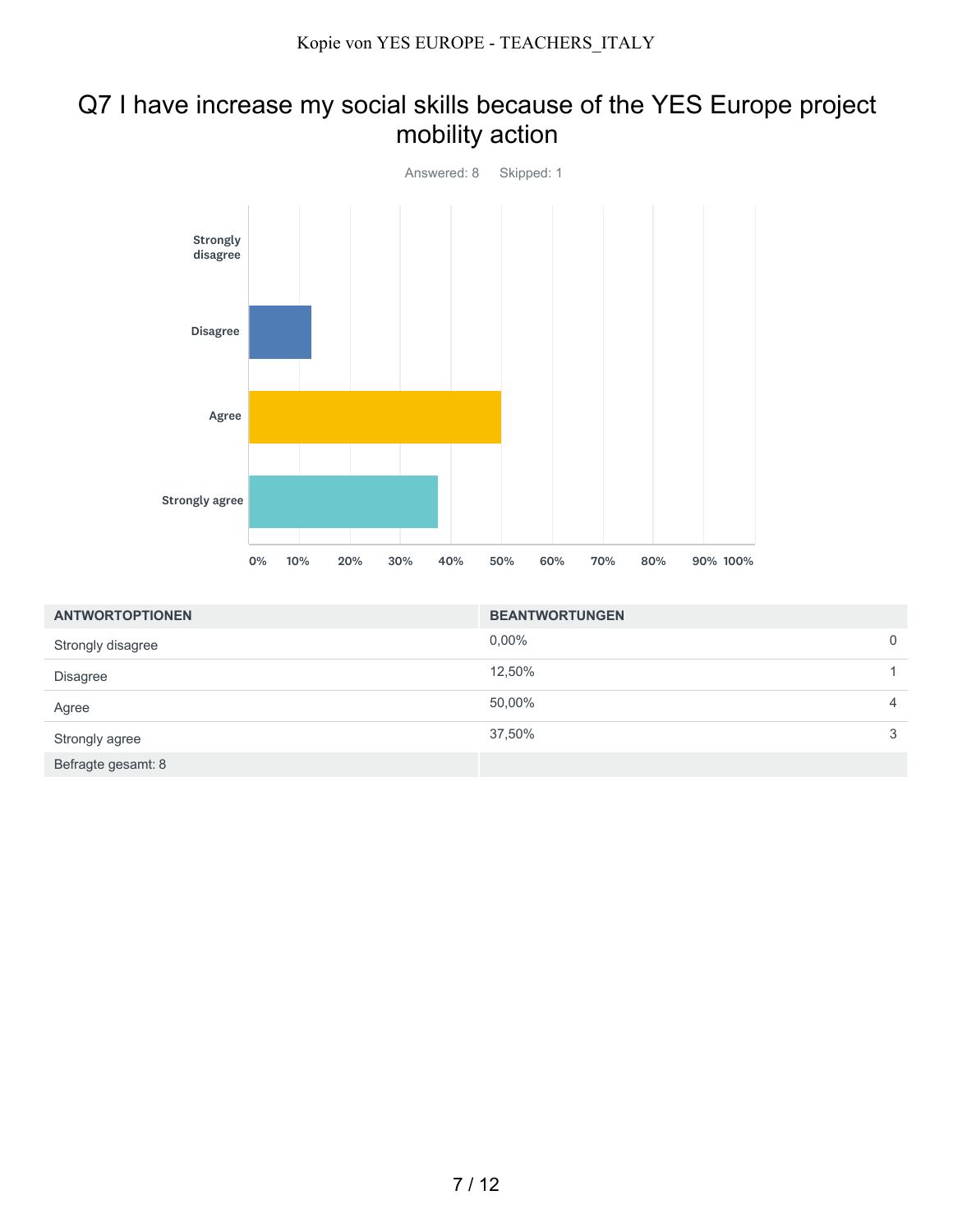# Q7 I have increase my social skills because of the YES Europe project mobility action

Answered: 8    Skipped: 1

| ANTWORTOPTIONEN | BEANTWORTUNGEN | |
|---|---|---|
| Strongly disagree | 0,00% | 0 |
| Disagree | 12,50% | 1 |
| Agree | 50,00% | 4 |
| Strongly agree | 37,50% | 3 |
| Befragte gesamt: 8 | | |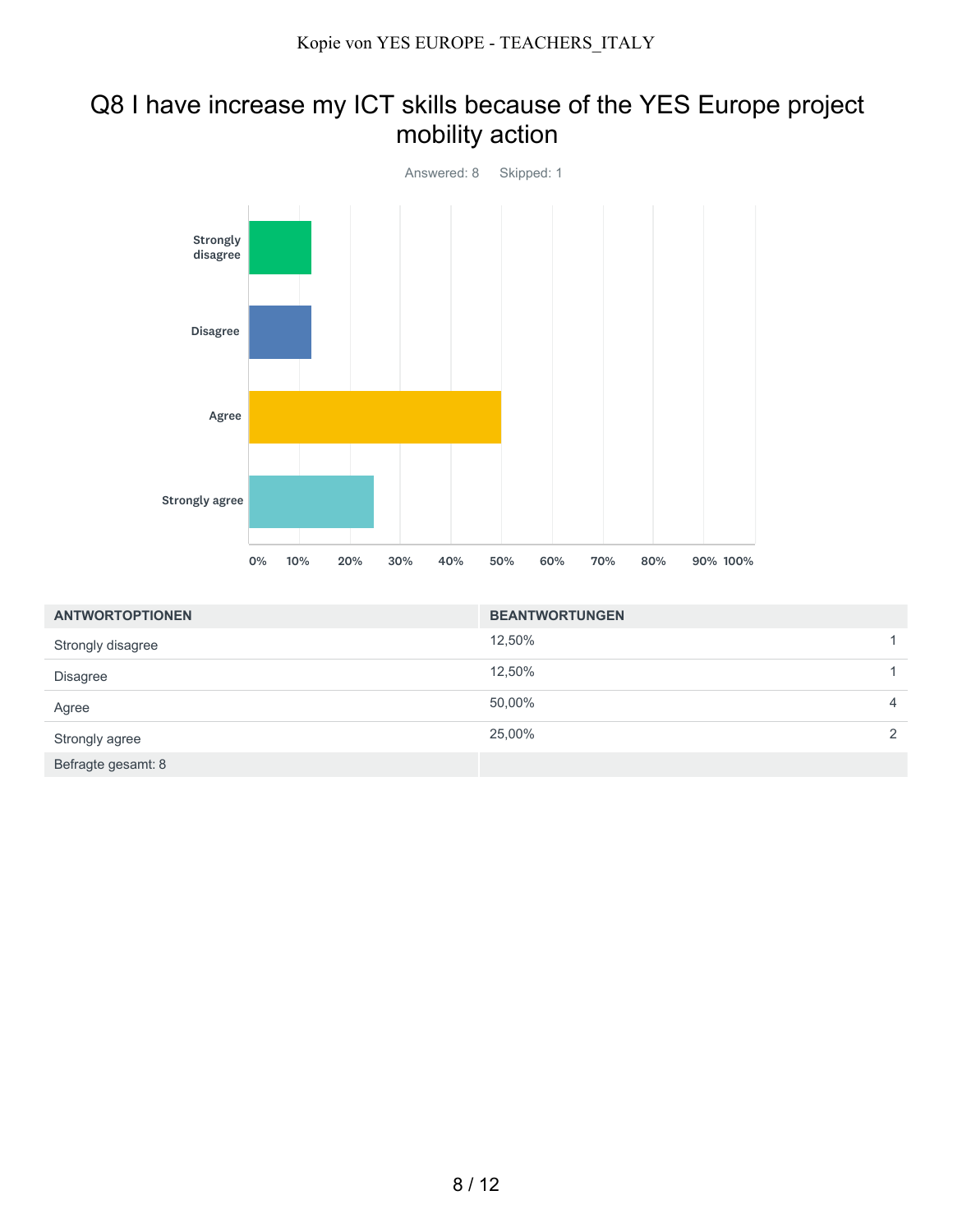# Q8 I have increase my ICT skills because of the YES Europe project mobility action

Answered: 8 Skipped: 1

| ANTWORTOPTIONEN | BEANTWORTUNGEN | |
|---|---|---|
| Strongly disagree | 12,50% | 1 |
| Disagree | 12,50% | 1 |
| Agree | 50,00% | 4 |
| Strongly agree | 25,00% | 2 |
| Befragte gesamt: 8 | | |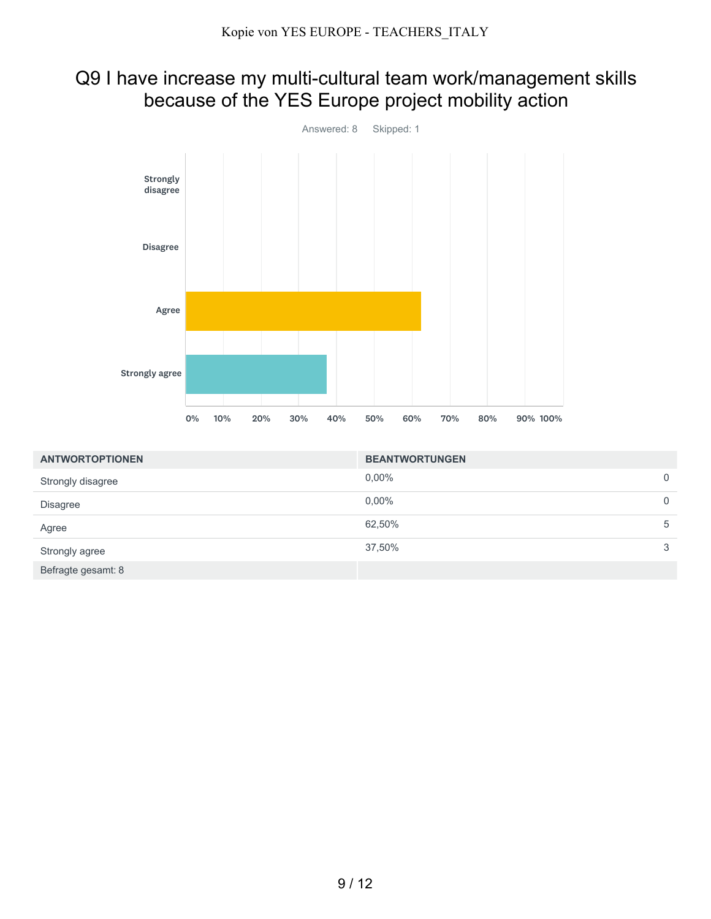# Q9 I have increase my multi-cultural team work/management skills because of the YES Europe project mobility action

Answered: 8 Skipped: 1

| ANTWORTOPTIONEN | BEANTWORTUNGEN | |
|---|---|---|
| Strongly disagree | 0,00% | 0 |
| Disagree | 0,00% | 0 |
| Agree | 62,50% | 5 |
| Strongly agree | 37,50% | 3 |
| Befragte gesamt: 8 | | |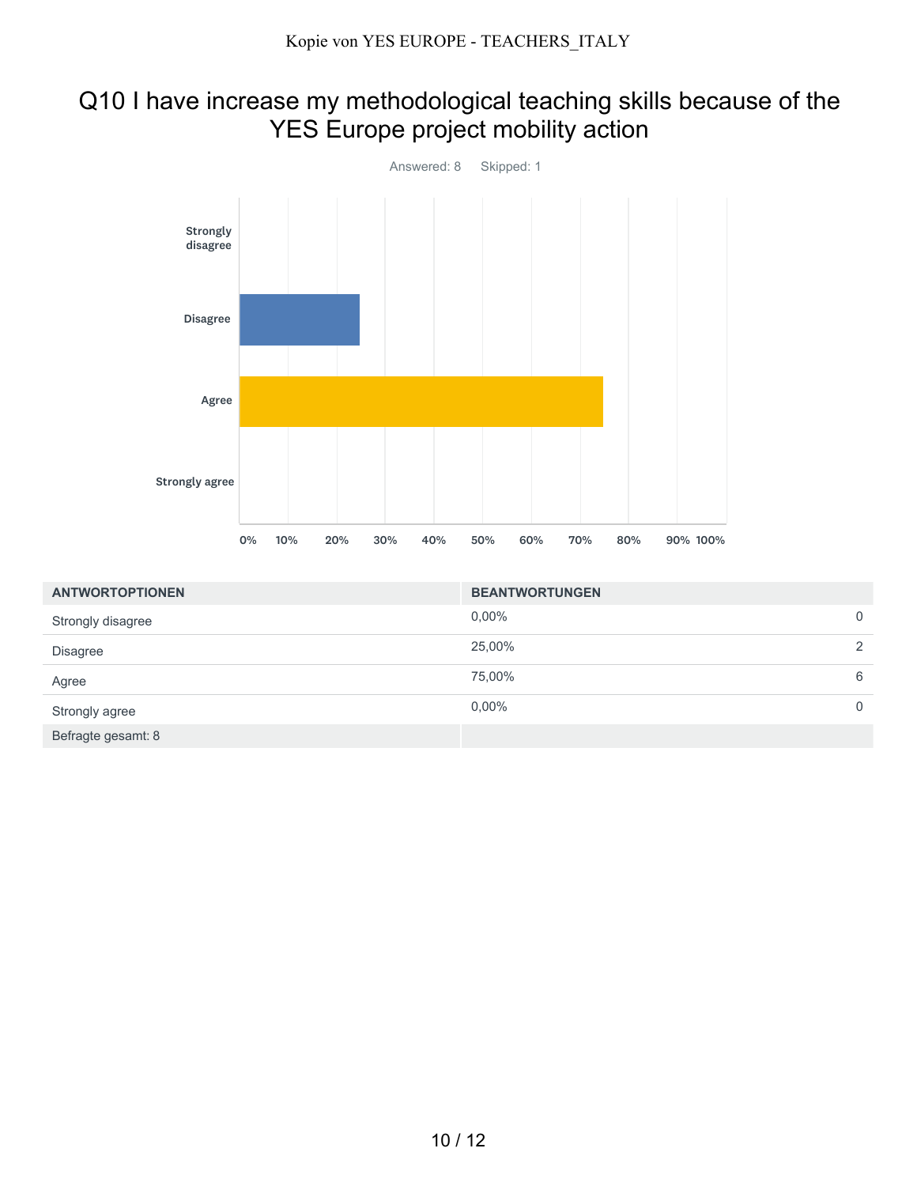# Q10 I have increase my methodological teaching skills because of the YES Europe project mobility action

Answered: 8    Skipped: 1

| ANTWORTOPTIONEN | BEANTWORTUNGEN | |
|---|---|---|
| Strongly disagree | 0,00% | 0 |
| Disagree | 25,00% | 2 |
| Agree | 75,00% | 6 |
| Strongly agree | 0,00% | 0 |
| Befragte gesamt: 8 | | |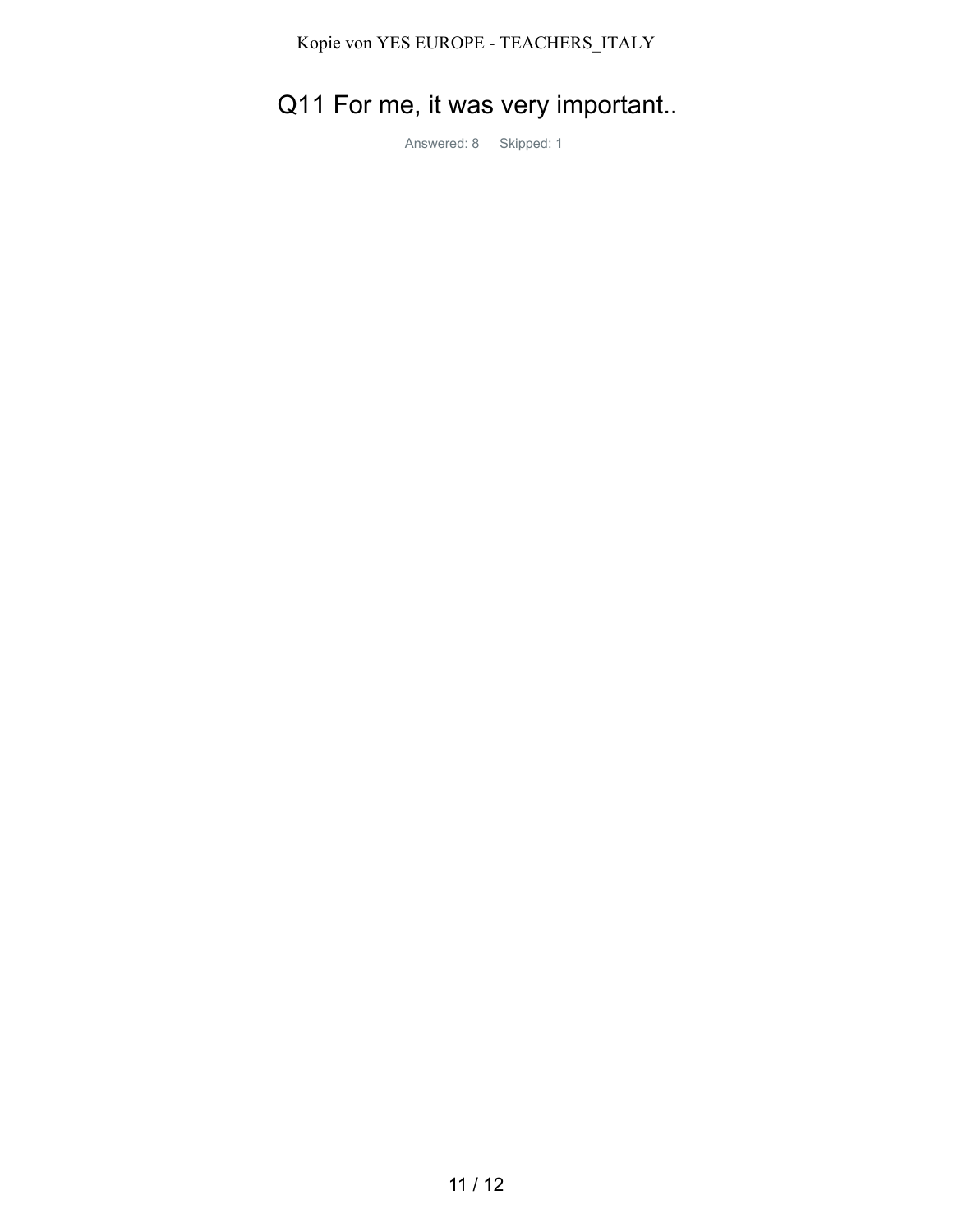# Q11 For me, it was very important..

Answered: 8 Skipped: 1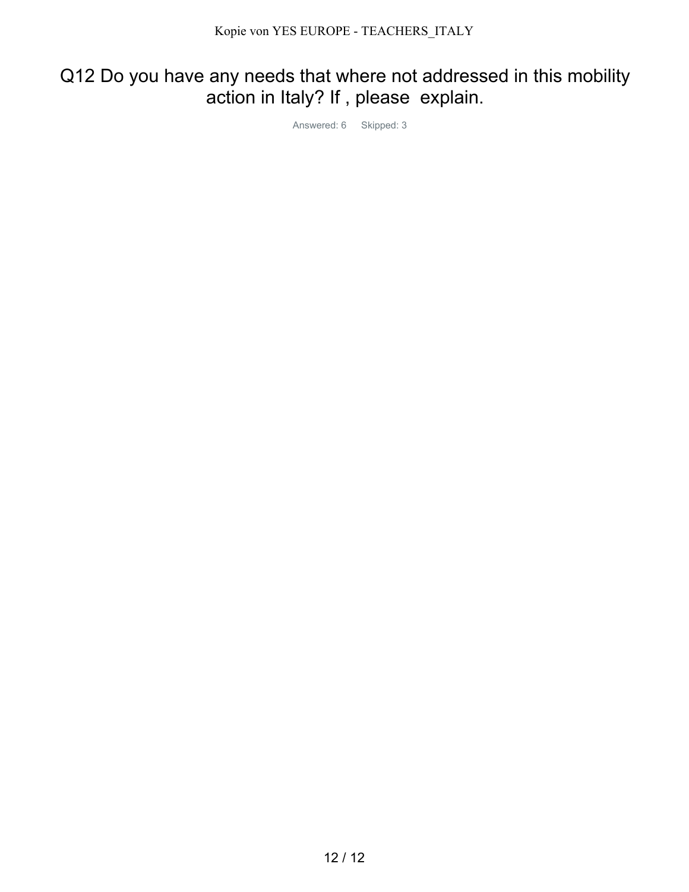# Q12 Do you have any needs that where not addressed in this mobility action in Italy? If , please explain.

Answered: 6 Skipped: 3